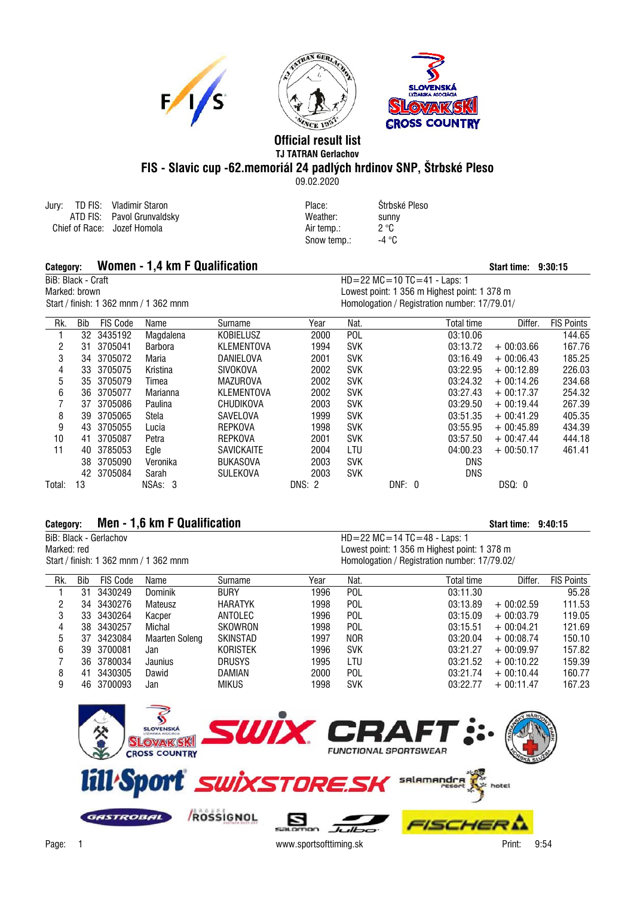# Official result list

**TJ TATRAN Gerlachov**

## FIS - Slavic cup -62.memoriál 24 padlých hrdinov SNP, Štrbské Pleso

09.02.2020

Jury: TD FIS: Vladimir Staron
ATD FIS: Pavol Grunvaldsky
Chief of Race: Jozef Homola

Place: Štrbské Pleso
Weather: sunny
Air temp.: 2 °C
Snow temp.: -4 °C

### Category: Women - 1,4 km F Qualification

**Start time: 9:30:15**

BiB: Black - Craft
Marked: brown
Start / finish: 1 362 mnm / 1 362 mnm

HD=22 MC=10 TC=41 - Laps: 1
Lowest point: 1 356 m Highest point: 1 378 m
Homologation / Registration number: 17/79.01/

| Rk. | Bib | FIS Code | Name | Surname | Year | Nat. | Total time | Differ. | FIS Points |
|---|---|---|---|---|---|---|---|---|---|
| 1 | 32 | 3435192 | Magdalena | KOBIELUSZ | 2000 | POL | 03:10.06 | | 144.65 |
| 2 | 31 | 3705041 | Barbora | KLEMENTOVA | 1994 | SVK | 03:13.72 | + 00:03.66 | 167.76 |
| 3 | 34 | 3705072 | Maria | DANIELOVA | 2001 | SVK | 03:16.49 | + 00:06.43 | 185.25 |
| 4 | 33 | 3705075 | Kristina | SIVOKOVA | 2002 | SVK | 03:22.95 | + 00:12.89 | 226.03 |
| 5 | 35 | 3705079 | Timea | MAZUROVA | 2002 | SVK | 03:24.32 | + 00:14.26 | 234.68 |
| 6 | 36 | 3705077 | Marianna | KLEMENTOVA | 2002 | SVK | 03:27.43 | + 00:17.37 | 254.32 |
| 7 | 37 | 3705086 | Paulina | CHUDIKOVA | 2003 | SVK | 03:29.50 | + 00:19.44 | 267.39 |
| 8 | 39 | 3705065 | Stela | SAVELOVA | 1999 | SVK | 03:51.35 | + 00:41.29 | 405.35 |
| 9 | 43 | 3705055 | Lucia | REPKOVA | 1998 | SVK | 03:55.95 | + 00:45.89 | 434.39 |
| 10 | 41 | 3705087 | Petra | REPKOVA | 2001 | SVK | 03:57.50 | + 00:47.44 | 444.18 |
| 11 | 40 | 3785053 | Egle | SAVICKAITE | 2004 | LTU | 04:00.23 | + 00:50.17 | 461.41 |
| | 38 | 3705090 | Veronika | BUKASOVA | 2003 | SVK | DNS | | |
| | 42 | 3705084 | Sarah | SULEKOVA | 2003 | SVK | DNS | | |

Total: 13 NSAs: 3 DNS: 2 DNF: 0 DSQ: 0

### Category: Men - 1,6 km F Qualification

**Start time: 9:40:15**

BiB: Black - Gerlachov
Marked: red
Start / finish: 1 362 mnm / 1 362 mnm

HD=22 MC=14 TC=48 - Laps: 1
Lowest point: 1 356 m Highest point: 1 378 m
Homologation / Registration number: 17/79.02/

| Rk. | Bib | FIS Code | Name | Surname | Year | Nat. | Total time | Differ. | FIS Points |
|---|---|---|---|---|---|---|---|---|---|
| 1 | 31 | 3430249 | Dominik | BURY | 1996 | POL | 03:11.30 | | 95.28 |
| 2 | 34 | 3430276 | Mateusz | HARATYK | 1998 | POL | 03:13.89 | + 00:02.59 | 111.53 |
| 3 | 33 | 3430264 | Kacper | ANTOLEC | 1996 | POL | 03:15.09 | + 00:03.79 | 119.05 |
| 4 | 38 | 3430257 | Michal | SKOWRON | 1998 | POL | 03:15.51 | + 00:04.21 | 121.69 |
| 5 | 37 | 3423084 | Maarten Soleng | SKINSTAD | 1997 | NOR | 03:20.04 | + 00:08.74 | 150.10 |
| 6 | 39 | 3700081 | Jan | KORISTEK | 1996 | SVK | 03:21.27 | + 00:09.97 | 157.82 |
| 7 | 36 | 3780034 | Jaunius | DRUSYS | 1995 | LTU | 03:21.52 | + 00:10.22 | 159.39 |
| 8 | 41 | 3430305 | Dawid | DAMIAN | 2000 | POL | 03:21.74 | + 00:10.44 | 160.77 |
| 9 | 46 | 3700093 | Jan | MIKUS | 1998 | SVK | 03:22.77 | + 00:11.47 | 167.23 |

www.sportsofttiming.sk

Print: 9:54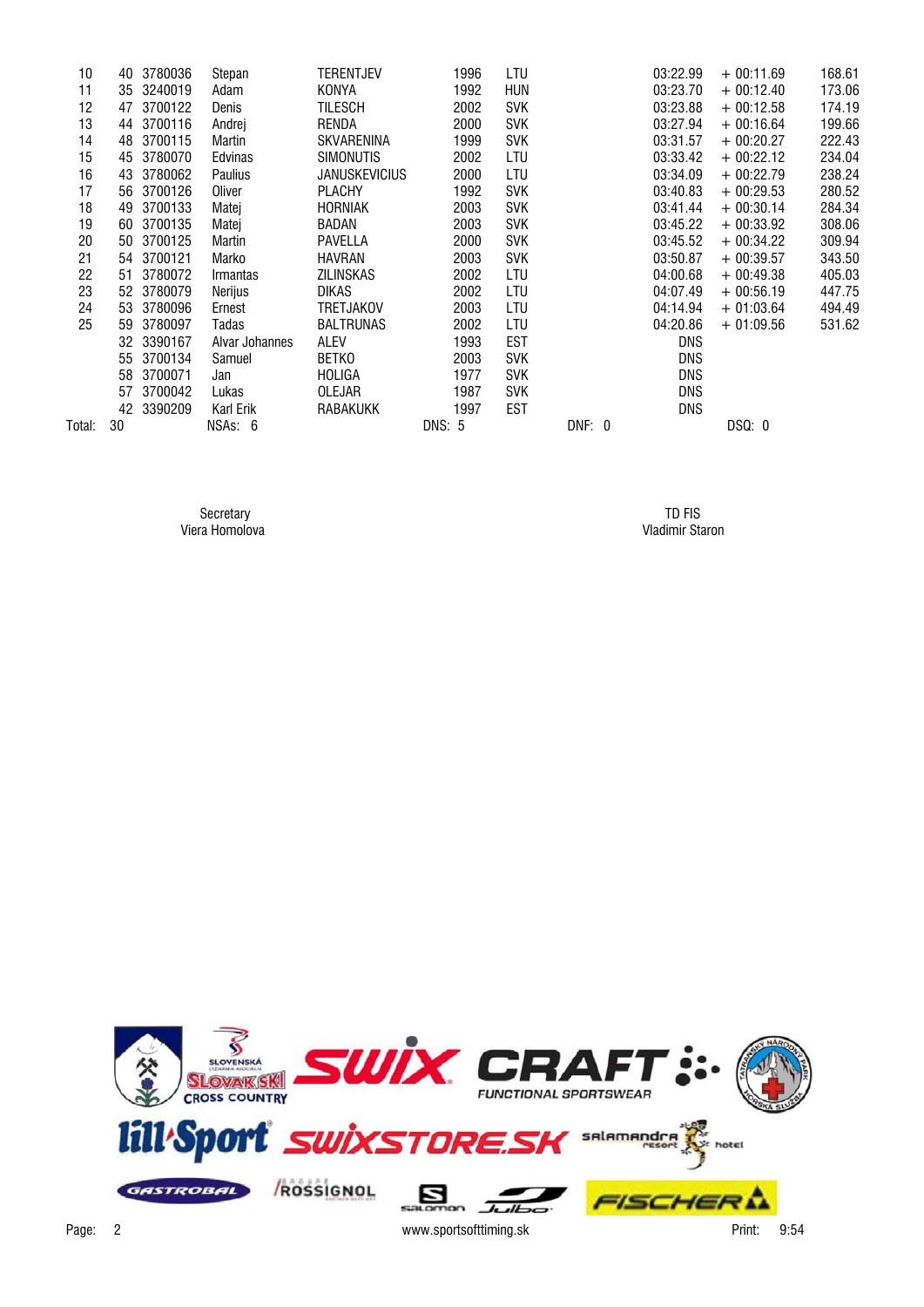| | | | | | | | | | | |
|---|---|---|---|---|---|---|---|---|---|---|
| 10 | 40 | 3780036 | Stepan | TERENTJEV | 1996 | LTU | | 03:22.99 | + 00:11.69 | 168.61 |
| 11 | 35 | 3240019 | Adam | KONYA | 1992 | HUN | | 03:23.70 | + 00:12.40 | 173.06 |
| 12 | 47 | 3700122 | Denis | TILESCH | 2002 | SVK | | 03:23.88 | + 00:12.58 | 174.19 |
| 13 | 44 | 3700116 | Andrej | RENDA | 2000 | SVK | | 03:27.94 | + 00:16.64 | 199.66 |
| 14 | 48 | 3700115 | Martin | SKVARENINA | 1999 | SVK | | 03:31.57 | + 00:20.27 | 222.43 |
| 15 | 45 | 3780070 | Edvinas | SIMONUTIS | 2002 | LTU | | 03:33.42 | + 00:22.12 | 234.04 |
| 16 | 43 | 3780062 | Paulius | JANUSKEVICIUS | 2000 | LTU | | 03:34.09 | + 00:22.79 | 238.24 |
| 17 | 56 | 3700126 | Oliver | PLACHY | 1992 | SVK | | 03:40.83 | + 00:29.53 | 280.52 |
| 18 | 49 | 3700133 | Matej | HORNIAK | 2003 | SVK | | 03:41.44 | + 00:30.14 | 284.34 |
| 19 | 60 | 3700135 | Matej | BADAN | 2003 | SVK | | 03:45.22 | + 00:33.92 | 308.06 |
| 20 | 50 | 3700125 | Martin | PAVELLA | 2000 | SVK | | 03:45.52 | + 00:34.22 | 309.94 |
| 21 | 54 | 3700121 | Marko | HAVRAN | 2003 | SVK | | 03:50.87 | + 00:39.57 | 343.50 |
| 22 | 51 | 3780072 | Irmantas | ZILINSKAS | 2002 | LTU | | 04:00.68 | + 00:49.38 | 405.03 |
| 23 | 52 | 3780079 | Nerijus | DIKAS | 2002 | LTU | | 04:07.49 | + 00:56.19 | 447.75 |
| 24 | 53 | 3780096 | Ernest | TRETJAKOV | 2003 | LTU | | 04:14.94 | + 01:03.64 | 494.49 |
| 25 | 59 | 3780097 | Tadas | BALTRUNAS | 2002 | LTU | | 04:20.86 | + 01:09.56 | 531.62 |
| | 32 | 3390167 | Alvar Johannes | ALEV | 1993 | EST | | DNS | | |
| | 55 | 3700134 | Samuel | BETKO | 2003 | SVK | | DNS | | |
| | 58 | 3700071 | Jan | HOLIGA | 1977 | SVK | | DNS | | |
| | 57 | 3700042 | Lukas | OLEJAR | 1987 | SVK | | DNS | | |
| | 42 | 3390209 | Karl Erik | RABAKUKK | 1997 | EST | | DNS | | |

Total: 30 NSAs: 6 DNS: 5 DNF: 0 DSQ: 0

Secretary
Viera Homolova

TD FIS
Vladimir Staron

www.sportsofttiming.sk

Print: 9:54